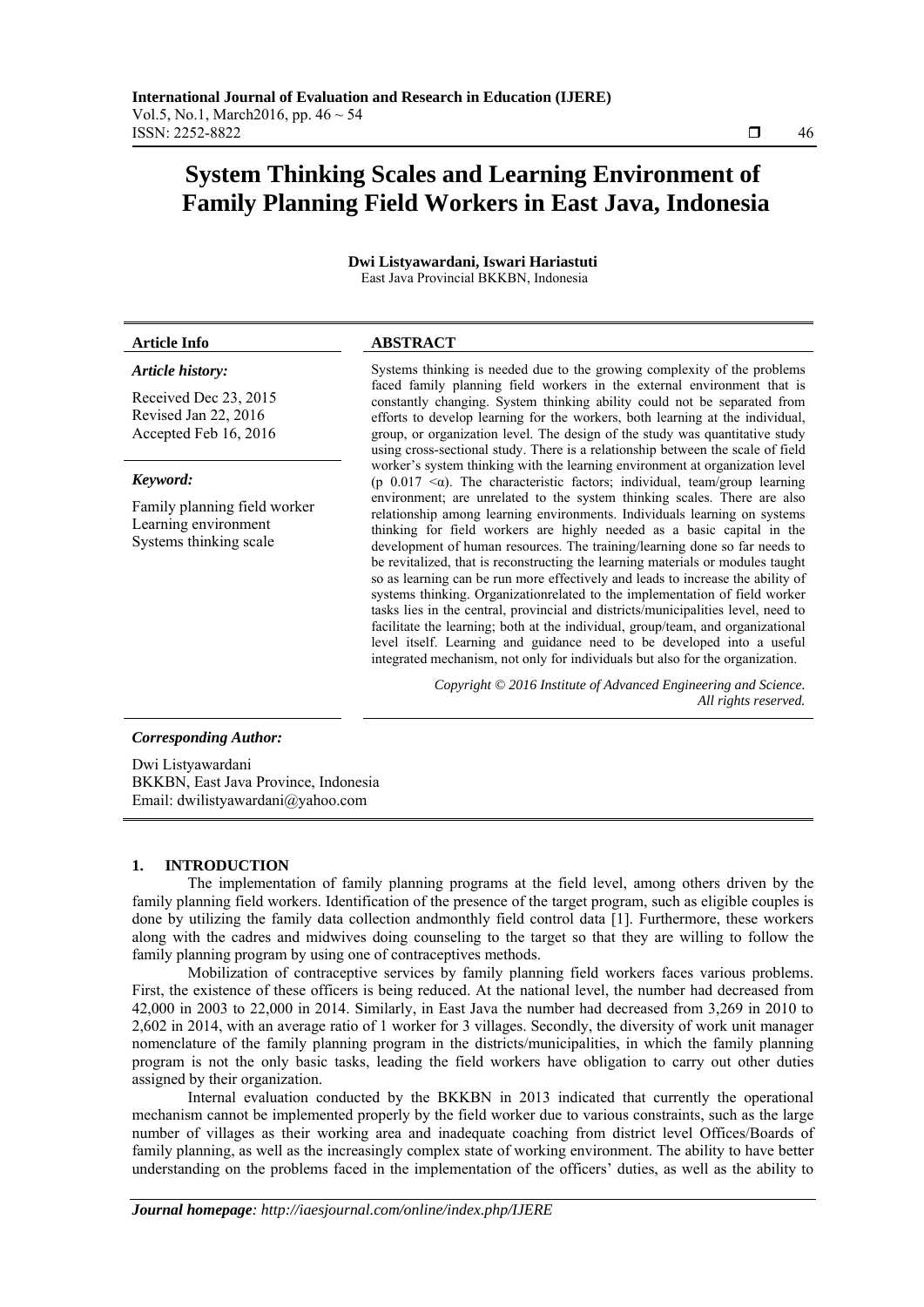# System Thinking Scales and Learning Environment of Family Planning Field Workers in East Java, Indonesia

**Dwi Listyawardani, Iswari Hariastuti**
East Java Provincial BKKBN, Indonesia

| Article Info | ABSTRACT |
|---|---|
| ***Article history:*** <br><br> Received Dec 23, 2015 <br> Revised Jan 22, 2016 <br> Accepted Feb 16, 2016 <br><br> ***Keyword:*** <br><br> Family planning field worker <br> Learning environment <br> Systems thinking scale | Systems thinking is needed due to the growing complexity of the problems faced family planning field workers in the external environment that is constantly changing. System thinking ability could not be separated from efforts to develop learning for the workers, both learning at the individual, group, or organization level. The design of the study was quantitative study using cross-sectional study. There is a relationship between the scale of field worker's system thinking with the learning environment at organization level (p 0.017 <α). The characteristic factors; individual, team/group learning environment; are unrelated to the system thinking scales. There are also relationship among learning environments. Individuals learning on systems thinking for field workers are highly needed as a basic capital in the development of human resources. The training/learning done so far needs to be revitalized, that is reconstructing the learning materials or modules taught so as learning can be run more effectively and leads to increase the ability of systems thinking. Organizationrelated to the implementation of field worker tasks lies in the central, provincial and districts/municipalities level, need to facilitate the learning; both at the individual, group/team, and organizational level itself. Learning and guidance need to be developed into a useful integrated mechanism, not only for individuals but also for the organization. <br><br> *Copyright © 2016 Institute of Advanced Engineering and Science. All rights reserved.* |

***Corresponding Author:***

Dwi Listyawardani
BKKBN, East Java Province, Indonesia
Email: dwilistyawardani@yahoo.com

## 1. INTRODUCTION

The implementation of family planning programs at the field level, among others driven by the family planning field workers. Identification of the presence of the target program, such as eligible couples is done by utilizing the family data collection andmonthly field control data [1]. Furthermore, these workers along with the cadres and midwives doing counseling to the target so that they are willing to follow the family planning program by using one of contraceptives methods.

Mobilization of contraceptive services by family planning field workers faces various problems. First, the existence of these officers is being reduced. At the national level, the number had decreased from 42,000 in 2003 to 22,000 in 2014. Similarly, in East Java the number had decreased from 3,269 in 2010 to 2,602 in 2014, with an average ratio of 1 worker for 3 villages. Secondly, the diversity of work unit manager nomenclature of the family planning program in the districts/municipalities, in which the family planning program is not the only basic tasks, leading the field workers have obligation to carry out other duties assigned by their organization.

Internal evaluation conducted by the BKKBN in 2013 indicated that currently the operational mechanism cannot be implemented properly by the field worker due to various constraints, such as the large number of villages as their working area and inadequate coaching from district level Offices/Boards of family planning, as well as the increasingly complex state of working environment. The ability to have better understanding on the problems faced in the implementation of the officers' duties, as well as the ability to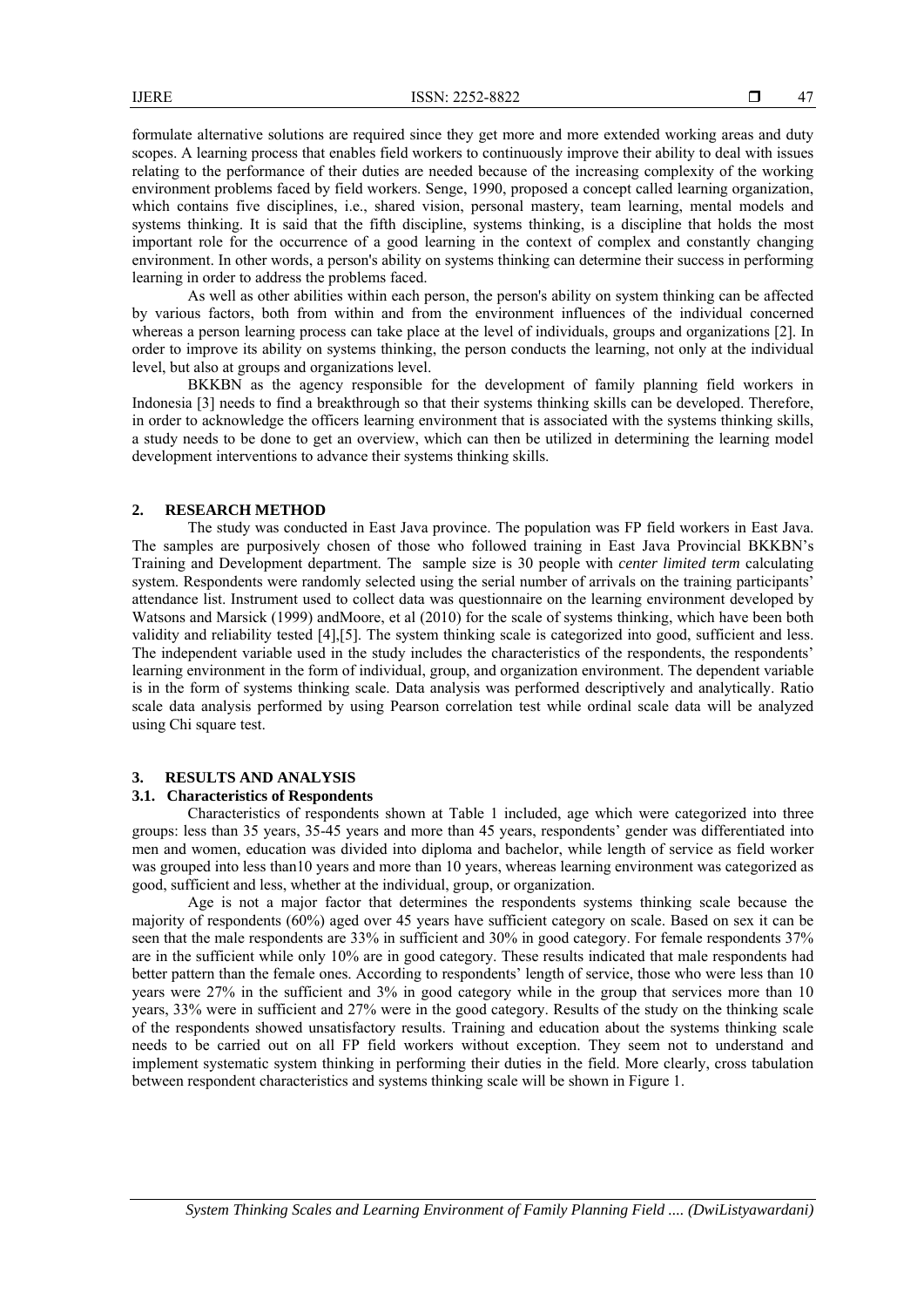formulate alternative solutions are required since they get more and more extended working areas and duty scopes. A learning process that enables field workers to continuously improve their ability to deal with issues relating to the performance of their duties are needed because of the increasing complexity of the working environment problems faced by field workers. Senge, 1990, proposed a concept called learning organization, which contains five disciplines, i.e., shared vision, personal mastery, team learning, mental models and systems thinking. It is said that the fifth discipline, systems thinking, is a discipline that holds the most important role for the occurrence of a good learning in the context of complex and constantly changing environment. In other words, a person's ability on systems thinking can determine their success in performing learning in order to address the problems faced.

As well as other abilities within each person, the person's ability on system thinking can be affected by various factors, both from within and from the environment influences of the individual concerned whereas a person learning process can take place at the level of individuals, groups and organizations [2]. In order to improve its ability on systems thinking, the person conducts the learning, not only at the individual level, but also at groups and organizations level.

BKKBN as the agency responsible for the development of family planning field workers in Indonesia [3] needs to find a breakthrough so that their systems thinking skills can be developed. Therefore, in order to acknowledge the officers learning environment that is associated with the systems thinking skills, a study needs to be done to get an overview, which can then be utilized in determining the learning model development interventions to advance their systems thinking skills.

## 2. RESEARCH METHOD

The study was conducted in East Java province. The population was FP field workers in East Java. The samples are purposively chosen of those who followed training in East Java Provincial BKKBN's Training and Development department. The sample size is 30 people with *center limited term* calculating system. Respondents were randomly selected using the serial number of arrivals on the training participants' attendance list. Instrument used to collect data was questionnaire on the learning environment developed by Watsons and Marsick (1999) andMoore, et al (2010) for the scale of systems thinking, which have been both validity and reliability tested [4],[5]. The system thinking scale is categorized into good, sufficient and less. The independent variable used in the study includes the characteristics of the respondents, the respondents' learning environment in the form of individual, group, and organization environment. The dependent variable is in the form of systems thinking scale. Data analysis was performed descriptively and analytically. Ratio scale data analysis performed by using Pearson correlation test while ordinal scale data will be analyzed using Chi square test.

## 3. RESULTS AND ANALYSIS

### 3.1. Characteristics of Respondents

Characteristics of respondents shown at Table 1 included, age which were categorized into three groups: less than 35 years, 35-45 years and more than 45 years, respondents' gender was differentiated into men and women, education was divided into diploma and bachelor, while length of service as field worker was grouped into less than10 years and more than 10 years, whereas learning environment was categorized as good, sufficient and less, whether at the individual, group, or organization.

Age is not a major factor that determines the respondents systems thinking scale because the majority of respondents (60%) aged over 45 years have sufficient category on scale. Based on sex it can be seen that the male respondents are 33% in sufficient and 30% in good category. For female respondents 37% are in the sufficient while only 10% are in good category. These results indicated that male respondents had better pattern than the female ones. According to respondents' length of service, those who were less than 10 years were 27% in the sufficient and 3% in good category while in the group that services more than 10 years, 33% were in sufficient and 27% were in the good category. Results of the study on the thinking scale of the respondents showed unsatisfactory results. Training and education about the systems thinking scale needs to be carried out on all FP field workers without exception. They seem not to understand and implement systematic system thinking in performing their duties in the field. More clearly, cross tabulation between respondent characteristics and systems thinking scale will be shown in Figure 1.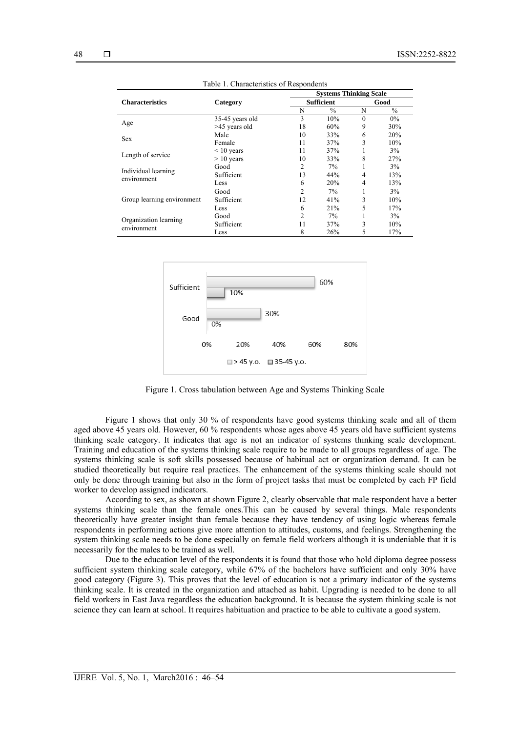Table 1. Characteristics of Respondents

| Characteristics | Category | Systems Thinking Scale | | | |
|---|---|---|---|---|---|
| | | Sufficient | | Good | |
| | | N | % | N | % |
| Age | 35-45 years old | 3 | 10% | 0 | 0% |
| | >45 years old | 18 | 60% | 9 | 30% |
| Sex | Male | 10 | 33% | 6 | 20% |
| | Female | 11 | 37% | 3 | 10% |
| Length of service | < 10 years | 11 | 37% | 1 | 3% |
| | > 10 years | 10 | 33% | 8 | 27% |
| Individual learning environment | Good | 2 | 7% | 1 | 3% |
| | Sufficient | 13 | 44% | 4 | 13% |
| | Less | 6 | 20% | 4 | 13% |
| Group learning environment | Good | 2 | 7% | 1 | 3% |
| | Sufficient | 12 | 41% | 3 | 10% |
| | Less | 6 | 21% | 5 | 17% |
| Organization learning environment | Good | 2 | 7% | 1 | 3% |
| | Sufficient | 11 | 37% | 3 | 10% |
| | Less | 8 | 26% | 5 | 17% |

Figure 1. Cross tabulation between Age and Systems Thinking Scale

Figure 1 shows that only 30 % of respondents have good systems thinking scale and all of them aged above 45 years old. However, 60 % respondents whose ages above 45 years old have sufficient systems thinking scale category. It indicates that age is not an indicator of systems thinking scale development. Training and education of the systems thinking scale require to be made to all groups regardless of age. The systems thinking scale is soft skills possessed because of habitual act or organization demand. It can be studied theoretically but require real practices. The enhancement of the systems thinking scale should not only be done through training but also in the form of project tasks that must be completed by each FP field worker to develop assigned indicators.

According to sex, as shown at shown Figure 2, clearly observable that male respondent have a better systems thinking scale than the female ones.This can be caused by several things. Male respondents theoretically have greater insight than female because they have tendency of using logic whereas female respondents in performing actions give more attention to attitudes, customs, and feelings. Strengthening the system thinking scale needs to be done especially on female field workers although it is undeniable that it is necessarily for the males to be trained as well.

Due to the education level of the respondents it is found that those who hold diploma degree possess sufficient system thinking scale category, while 67% of the bachelors have sufficient and only 30% have good category (Figure 3). This proves that the level of education is not a primary indicator of the systems thinking scale. It is created in the organization and attached as habit. Upgrading is needed to be done to all field workers in East Java regardless the education background. It is because the system thinking scale is not science they can learn at school. It requires habituation and practice to be able to cultivate a good system.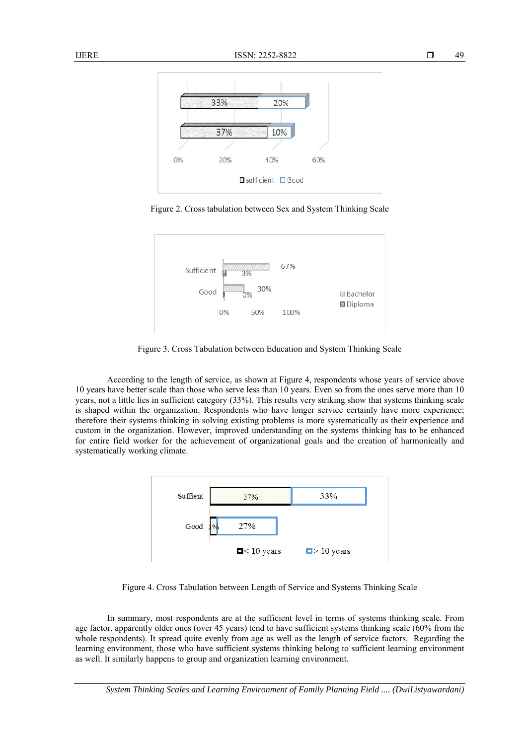Figure 2. Cross tabulation between Sex and System Thinking Scale

Figure 3. Cross Tabulation between Education and System Thinking Scale

According to the length of service, as shown at Figure 4, respondents whose years of service above 10 years have better scale than those who serve less than 10 years. Even so from the ones serve more than 10 years, not a little lies in sufficient category (33%). This results very striking show that systems thinking scale is shaped within the organization. Respondents who have longer service certainly have more experience; therefore their systems thinking in solving existing problems is more systematically as their experience and custom in the organization. However, improved understanding on the systems thinking has to be enhanced for entire field worker for the achievement of organizational goals and the creation of harmonically and systematically working climate.

Figure 4. Cross Tabulation between Length of Service and Systems Thinking Scale

In summary, most respondents are at the sufficient level in terms of systems thinking scale. From age factor, apparently older ones (over 45 years) tend to have sufficient systems thinking scale (60% from the whole respondents). It spread quite evenly from age as well as the length of service factors. Regarding the learning environment, those who have sufficient systems thinking belong to sufficient learning environment as well. It similarly happens to group and organization learning environment.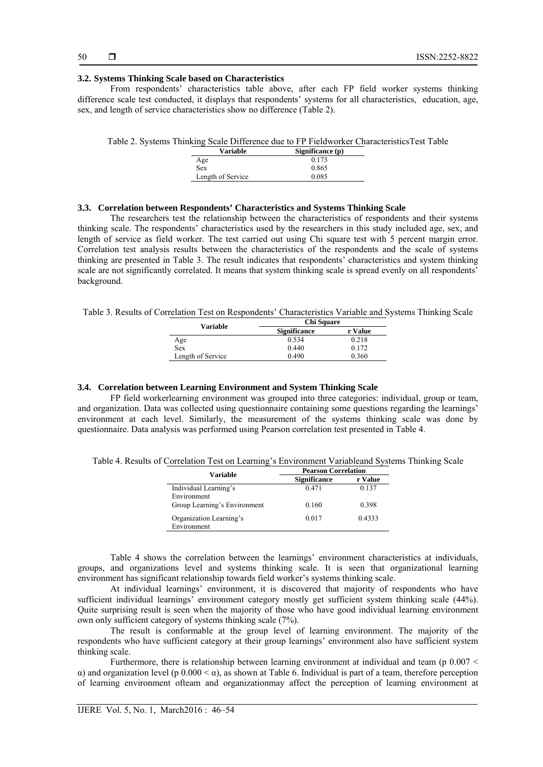### 3.2. Systems Thinking Scale based on Characteristics

From respondents' characteristics table above, after each FP field worker systems thinking difference scale test conducted, it displays that respondents' systems for all characteristics, education, age, sex, and length of service characteristics show no difference (Table 2).

Table 2. Systems Thinking Scale Difference due to FP Fieldworker CharacteristicsTest Table

| Variable | Significance (p) |
|---|---|
| Age | 0.173 |
| Sex | 0.865 |
| Length of Service | 0.085 |

### 3.3. Correlation between Respondents' Characteristics and Systems Thinking Scale

The researchers test the relationship between the characteristics of respondents and their systems thinking scale. The respondents' characteristics used by the researchers in this study included age, sex, and length of service as field worker. The test carried out using Chi square test with 5 percent margin error. Correlation test analysis results between the characteristics of the respondents and the scale of systems thinking are presented in Table 3. The result indicates that respondents' characteristics and system thinking scale are not significantly correlated. It means that system thinking scale is spread evenly on all respondents' background.

Table 3. Results of Correlation Test on Respondents' Characteristics Variable and Systems Thinking Scale

| Variable | Chi Square | |
|---|---|---|
| | Significance | r Value |
| Age | 0.534 | 0.218 |
| Sex | 0.440 | 0.172 |
| Length of Service | 0.490 | 0.360 |

### 3.4. Correlation between Learning Environment and System Thinking Scale

FP field workerlearning environment was grouped into three categories: individual, group or team, and organization. Data was collected using questionnaire containing some questions regarding the learnings' environment at each level. Similarly, the measurement of the systems thinking scale was done by questionnaire. Data analysis was performed using Pearson correlation test presented in Table 4.

Table 4. Results of Correlation Test on Learning's Environment Variableand Systems Thinking Scale

| Variable | Pearson Correlation | |
|---|---|---|
| | Significance | r Value |
| Individual Learning's Environment | 0.471 | 0.137 |
| Group Learning's Environment | 0.160 | 0.398 |
| Organization Learning's Environment | 0.017 | 0.4333 |

Table 4 shows the correlation between the learnings' environment characteristics at individuals, groups, and organizations level and systems thinking scale. It is seen that organizational learning environment has significant relationship towards field worker's systems thinking scale.

At individual learnings' environment, it is discovered that majority of respondents who have sufficient individual learnings' environment category mostly get sufficient system thinking scale (44%). Quite surprising result is seen when the majority of those who have good individual learning environment own only sufficient category of systems thinking scale (7%).

The result is conformable at the group level of learning environment. The majority of the respondents who have sufficient category at their group learnings' environment also have sufficient system thinking scale.

Furthermore, there is relationship between learning environment at individual and team ($p\ 0.007 < \alpha$) and organization level ($p\ 0.000 < \alpha$), as shown at Table 6. Individual is part of a team, therefore perception of learning environment ofteam and organizationmay affect the perception of learning environment at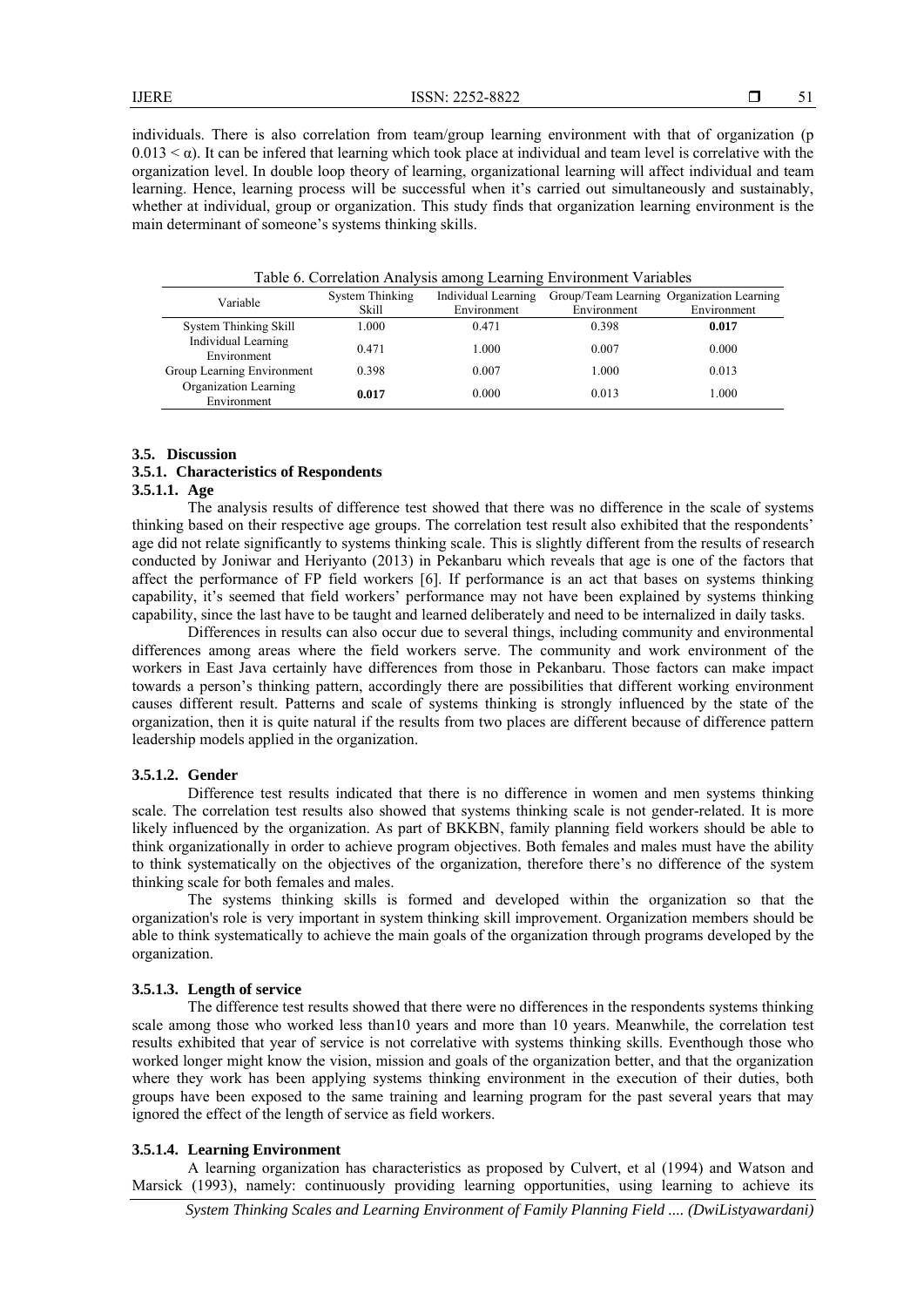individuals. There is also correlation from team/group learning environment with that of organization (p $0.013 < \alpha$). It can be infered that learning which took place at individual and team level is correlative with the organization level. In double loop theory of learning, organizational learning will affect individual and team learning. Hence, learning process will be successful when it's carried out simultaneously and sustainably, whether at individual, group or organization. This study finds that organization learning environment is the main determinant of someone's systems thinking skills.

Table 6. Correlation Analysis among Learning Environment Variables

| Variable | System Thinking Skill | Individual Learning Environment | Group/Team Learning Environment | Organization Learning Environment |
|---|---|---|---|---|
| System Thinking Skill | 1.000 | 0.471 | 0.398 | **0.017** |
| Individual Learning Environment | 0.471 | 1.000 | 0.007 | 0.000 |
| Group Learning Environment | 0.398 | 0.007 | 1.000 | 0.013 |
| Organization Learning Environment | **0.017** | 0.000 | 0.013 | 1.000 |

### 3.5. Discussion

### 3.5.1. Characteristics of Respondents

#### 3.5.1.1. Age

The analysis results of difference test showed that there was no difference in the scale of systems thinking based on their respective age groups. The correlation test result also exhibited that the respondents' age did not relate significantly to systems thinking scale. This is slightly different from the results of research conducted by Joniwar and Heriyanto (2013) in Pekanbaru which reveals that age is one of the factors that affect the performance of FP field workers [6]. If performance is an act that bases on systems thinking capability, it's seemed that field workers' performance may not have been explained by systems thinking capability, since the last have to be taught and learned deliberately and need to be internalized in daily tasks.

Differences in results can also occur due to several things, including community and environmental differences among areas where the field workers serve. The community and work environment of the workers in East Java certainly have differences from those in Pekanbaru. Those factors can make impact towards a person's thinking pattern, accordingly there are possibilities that different working environment causes different result. Patterns and scale of systems thinking is strongly influenced by the state of the organization, then it is quite natural if the results from two places are different because of difference pattern leadership models applied in the organization.

#### 3.5.1.2. Gender

Difference test results indicated that there is no difference in women and men systems thinking scale. The correlation test results also showed that systems thinking scale is not gender-related. It is more likely influenced by the organization. As part of BKKBN, family planning field workers should be able to think organizationally in order to achieve program objectives. Both females and males must have the ability to think systematically on the objectives of the organization, therefore there's no difference of the system thinking scale for both females and males.

The systems thinking skills is formed and developed within the organization so that the organization's role is very important in system thinking skill improvement. Organization members should be able to think systematically to achieve the main goals of the organization through programs developed by the organization.

#### 3.5.1.3. Length of service

The difference test results showed that there were no differences in the respondents systems thinking scale among those who worked less than10 years and more than 10 years. Meanwhile, the correlation test results exhibited that year of service is not correlative with systems thinking skills. Eventhough those who worked longer might know the vision, mission and goals of the organization better, and that the organization where they work has been applying systems thinking environment in the execution of their duties, both groups have been exposed to the same training and learning program for the past several years that may ignored the effect of the length of service as field workers.

#### 3.5.1.4. Learning Environment

A learning organization has characteristics as proposed by Culvert, et al (1994) and Watson and Marsick (1993), namely: continuously providing learning opportunities, using learning to achieve its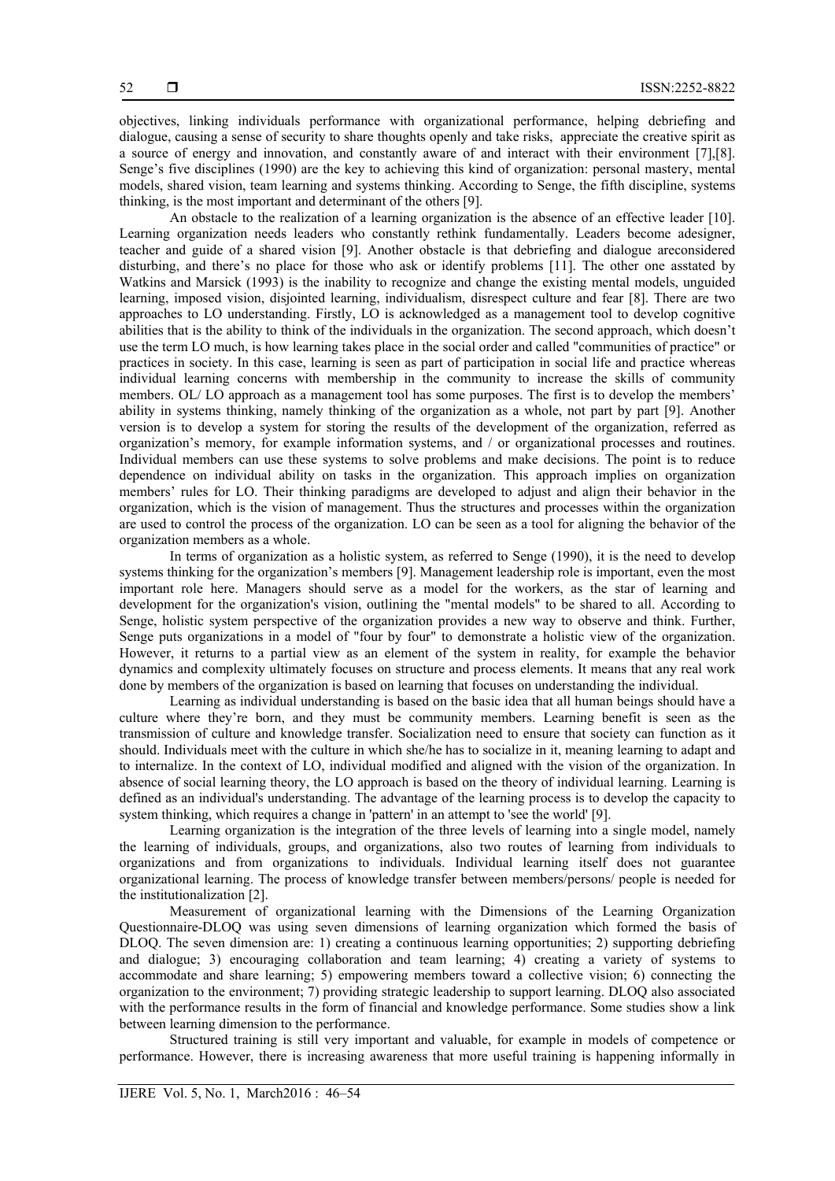objectives, linking individuals performance with organizational performance, helping debriefing and dialogue, causing a sense of security to share thoughts openly and take risks, appreciate the creative spirit as a source of energy and innovation, and constantly aware of and interact with their environment [7],[8]. Senge's five disciplines (1990) are the key to achieving this kind of organization: personal mastery, mental models, shared vision, team learning and systems thinking. According to Senge, the fifth discipline, systems thinking, is the most important and determinant of the others [9].

An obstacle to the realization of a learning organization is the absence of an effective leader [10]. Learning organization needs leaders who constantly rethink fundamentally. Leaders become adesigner, teacher and guide of a shared vision [9]. Another obstacle is that debriefing and dialogue areconsidered disturbing, and there's no place for those who ask or identify problems [11]. The other one asstated by Watkins and Marsick (1993) is the inability to recognize and change the existing mental models, unguided learning, imposed vision, disjointed learning, individualism, disrespect culture and fear [8]. There are two approaches to LO understanding. Firstly, LO is acknowledged as a management tool to develop cognitive abilities that is the ability to think of the individuals in the organization. The second approach, which doesn't use the term LO much, is how learning takes place in the social order and called "communities of practice" or practices in society. In this case, learning is seen as part of participation in social life and practice whereas individual learning concerns with membership in the community to increase the skills of community members. OL/ LO approach as a management tool has some purposes. The first is to develop the members' ability in systems thinking, namely thinking of the organization as a whole, not part by part [9]. Another version is to develop a system for storing the results of the development of the organization, referred as organization's memory, for example information systems, and / or organizational processes and routines. Individual members can use these systems to solve problems and make decisions. The point is to reduce dependence on individual ability on tasks in the organization. This approach implies on organization members' rules for LO. Their thinking paradigms are developed to adjust and align their behavior in the organization, which is the vision of management. Thus the structures and processes within the organization are used to control the process of the organization. LO can be seen as a tool for aligning the behavior of the organization members as a whole.

In terms of organization as a holistic system, as referred to Senge (1990), it is the need to develop systems thinking for the organization's members [9]. Management leadership role is important, even the most important role here. Managers should serve as a model for the workers, as the star of learning and development for the organization's vision, outlining the "mental models" to be shared to all. According to Senge, holistic system perspective of the organization provides a new way to observe and think. Further, Senge puts organizations in a model of "four by four" to demonstrate a holistic view of the organization. However, it returns to a partial view as an element of the system in reality, for example the behavior dynamics and complexity ultimately focuses on structure and process elements. It means that any real work done by members of the organization is based on learning that focuses on understanding the individual.

Learning as individual understanding is based on the basic idea that all human beings should have a culture where they're born, and they must be community members. Learning benefit is seen as the transmission of culture and knowledge transfer. Socialization need to ensure that society can function as it should. Individuals meet with the culture in which she/he has to socialize in it, meaning learning to adapt and to internalize. In the context of LO, individual modified and aligned with the vision of the organization. In absence of social learning theory, the LO approach is based on the theory of individual learning. Learning is defined as an individual's understanding. The advantage of the learning process is to develop the capacity to system thinking, which requires a change in 'pattern' in an attempt to 'see the world' [9].

Learning organization is the integration of the three levels of learning into a single model, namely the learning of individuals, groups, and organizations, also two routes of learning from individuals to organizations and from organizations to individuals. Individual learning itself does not guarantee organizational learning. The process of knowledge transfer between members/persons/ people is needed for the institutionalization [2].

Measurement of organizational learning with the Dimensions of the Learning Organization Questionnaire-DLOQ was using seven dimensions of learning organization which formed the basis of DLOQ. The seven dimension are: 1) creating a continuous learning opportunities; 2) supporting debriefing and dialogue; 3) encouraging collaboration and team learning; 4) creating a variety of systems to accommodate and share learning; 5) empowering members toward a collective vision; 6) connecting the organization to the environment; 7) providing strategic leadership to support learning. DLOQ also associated with the performance results in the form of financial and knowledge performance. Some studies show a link between learning dimension to the performance.

Structured training is still very important and valuable, for example in models of competence or performance. However, there is increasing awareness that more useful training is happening informally in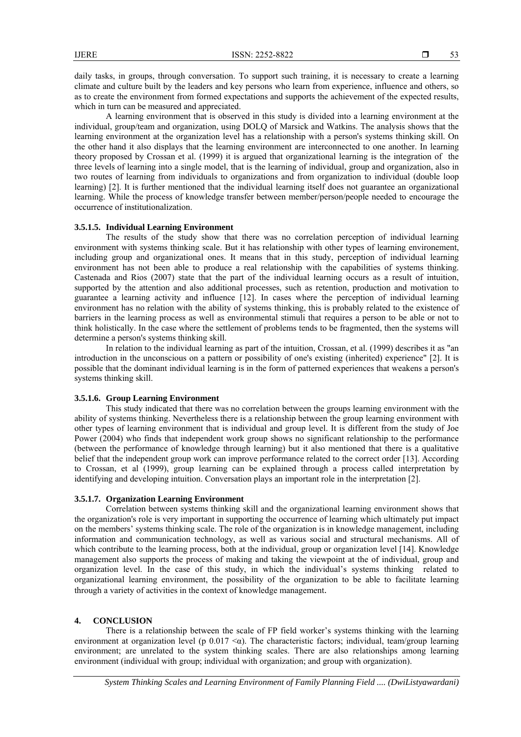daily tasks, in groups, through conversation. To support such training, it is necessary to create a learning climate and culture built by the leaders and key persons who learn from experience, influence and others, so as to create the environment from formed expectations and supports the achievement of the expected results, which in turn can be measured and appreciated.

A learning environment that is observed in this study is divided into a learning environment at the individual, group/team and organization, using DOLQ of Marsick and Watkins. The analysis shows that the learning environment at the organization level has a relationship with a person's systems thinking skill. On the other hand it also displays that the learning environment are interconnected to one another. In learning theory proposed by Crossan et al. (1999) it is argued that organizational learning is the integration of the three levels of learning into a single model, that is the learning of individual, group and organization, also in two routes of learning from individuals to organizations and from organization to individual (double loop learning) [2]. It is further mentioned that the individual learning itself does not guarantee an organizational learning. While the process of knowledge transfer between member/person/people needed to encourage the occurrence of institutionalization.

#### 3.5.1.5. Individual Learning Environment

The results of the study show that there was no correlation perception of individual learning environment with systems thinking scale. But it has relationship with other types of learning environement, including group and organizational ones. It means that in this study, perception of individual learning environment has not been able to produce a real relationship with the capabilities of systems thinking. Castenada and Rios (2007) state that the part of the individual learning occurs as a result of intuition, supported by the attention and also additional processes, such as retention, production and motivation to guarantee a learning activity and influence [12]. In cases where the perception of individual learning environment has no relation with the ability of systems thinking, this is probably related to the existence of barriers in the learning process as well as environmental stimuli that requires a person to be able or not to think holistically. In the case where the settlement of problems tends to be fragmented, then the systems will determine a person's systems thinking skill.

In relation to the individual learning as part of the intuition, Crossan, et al. (1999) describes it as "an introduction in the unconscious on a pattern or possibility of one's existing (inherited) experience" [2]. It is possible that the dominant individual learning is in the form of patterned experiences that weakens a person's systems thinking skill.

#### 3.5.1.6. Group Learning Environment

This study indicated that there was no correlation between the groups learning environment with the ability of systems thinking. Nevertheless there is a relationship between the group learning environment with other types of learning environment that is individual and group level. It is different from the study of Joe Power (2004) who finds that independent work group shows no significant relationship to the performance (between the performance of knowledge through learning) but it also mentioned that there is a qualitative belief that the independent group work can improve performance related to the correct order [13]. According to Crossan, et al (1999), group learning can be explained through a process called interpretation by identifying and developing intuition. Conversation plays an important role in the interpretation [2].

#### 3.5.1.7. Organization Learning Environment

Correlation between systems thinking skill and the organizational learning environment shows that the organization's role is very important in supporting the occurrence of learning which ultimately put impact on the members' systems thinking scale. The role of the organization is in knowledge management, including information and communication technology, as well as various social and structural mechanisms. All of which contribute to the learning process, both at the individual, group or organization level [14]. Knowledge management also supports the process of making and taking the viewpoint at the of individual, group and organization level. In the case of this study, in which the individual's systems thinking related to organizational learning environment, the possibility of the organization to be able to facilitate learning through a variety of activities in the context of knowledge management.

## 4. CONCLUSION

There is a relationship between the scale of FP field worker's systems thinking with the learning environment at organization level (p $0.017 < \alpha$). The characteristic factors; individual, team/group learning environment; are unrelated to the system thinking scales. There are also relationships among learning environment (individual with group; individual with organization; and group with organization).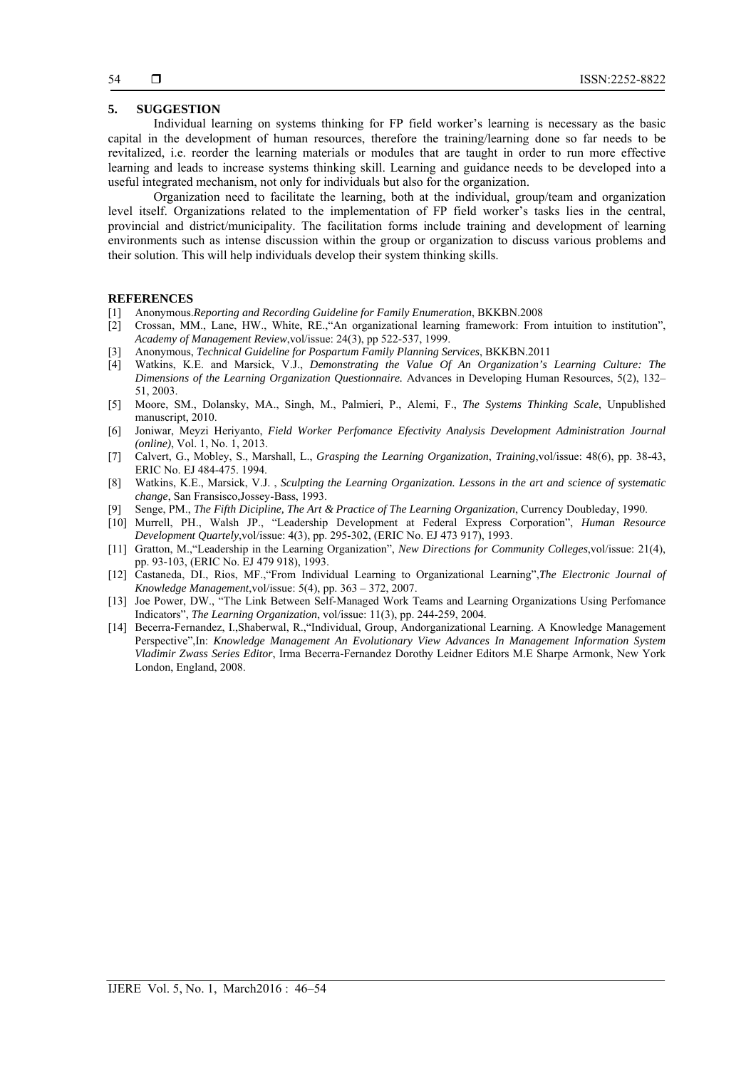## 5. SUGGESTION

Individual learning on systems thinking for FP field worker's learning is necessary as the basic capital in the development of human resources, therefore the training/learning done so far needs to be revitalized, i.e. reorder the learning materials or modules that are taught in order to run more effective learning and leads to increase systems thinking skill. Learning and guidance needs to be developed into a useful integrated mechanism, not only for individuals but also for the organization.

Organization need to facilitate the learning, both at the individual, group/team and organization level itself. Organizations related to the implementation of FP field worker's tasks lies in the central, provincial and district/municipality. The facilitation forms include training and development of learning environments such as intense discussion within the group or organization to discuss various problems and their solution. This will help individuals develop their system thinking skills.

## REFERENCES

[1] Anonymous.*Reporting and Recording Guideline for Family Enumeration*, BKKBN.2008

[2] Crossan, MM., Lane, HW., White, RE.,"An organizational learning framework: From intuition to institution", *Academy of Management Review*,vol/issue: 24(3), pp 522-537, 1999.

[3] Anonymous, *Technical Guideline for Pospartum Family Planning Services*, BKKBN.2011

[4] Watkins, K.E. and Marsick, V.J., *Demonstrating the Value Of An Organization's Learning Culture: The Dimensions of the Learning Organization Questionnaire.* Advances in Developing Human Resources, 5(2), 132–51, 2003.

[5] Moore, SM., Dolansky, MA., Singh, M., Palmieri, P., Alemi, F., *The Systems Thinking Scale*, Unpublished manuscript, 2010.

[6] Joniwar, Meyzi Heriyanto, *Field Worker Perfomance Efectivity Analysis Development Administration Journal (online)*, Vol. 1, No. 1, 2013.

[7] Calvert, G., Mobley, S., Marshall, L., *Grasping the Learning Organization*, *Training*,vol/issue: 48(6), pp. 38-43, ERIC No. EJ 484-475. 1994.

[8] Watkins, K.E., Marsick, V.J. , *Sculpting the Learning Organization. Lessons in the art and science of systematic change*, San Fransisco,Jossey-Bass, 1993.

[9] Senge, PM., *The Fifth Dicipline, The Art & Practice of The Learning Organization*, Currency Doubleday, 1990.

[10] Murrell, PH., Walsh JP., "Leadership Development at Federal Express Corporation", *Human Resource Development Quartely*,vol/issue: 4(3), pp. 295-302, (ERIC No. EJ 473 917), 1993.

[11] Gratton, M.,"Leadership in the Learning Organization", *New Directions for Community Colleges*,vol/issue: 21(4), pp. 93-103, (ERIC No. EJ 479 918), 1993.

[12] Castaneda, DI., Rios, MF.,"From Individual Learning to Organizational Learning",*The Electronic Journal of Knowledge Management*,vol/issue: 5(4), pp. 363 – 372, 2007.

[13] Joe Power, DW., "The Link Between Self-Managed Work Teams and Learning Organizations Using Perfomance Indicators", *The Learning Organization*, vol/issue: 11(3), pp. 244-259, 2004.

[14] Becerra-Fernandez, I.,Shaberwal, R.,"Individual, Group, Andorganizational Learning. A Knowledge Management Perspective",In: *Knowledge Management An Evolutionary View Advances In Management Information System Vladimir Zwass Series Editor*, Irma Becerra-Fernandez Dorothy Leidner Editors M.E Sharpe Armonk, New York London, England, 2008.